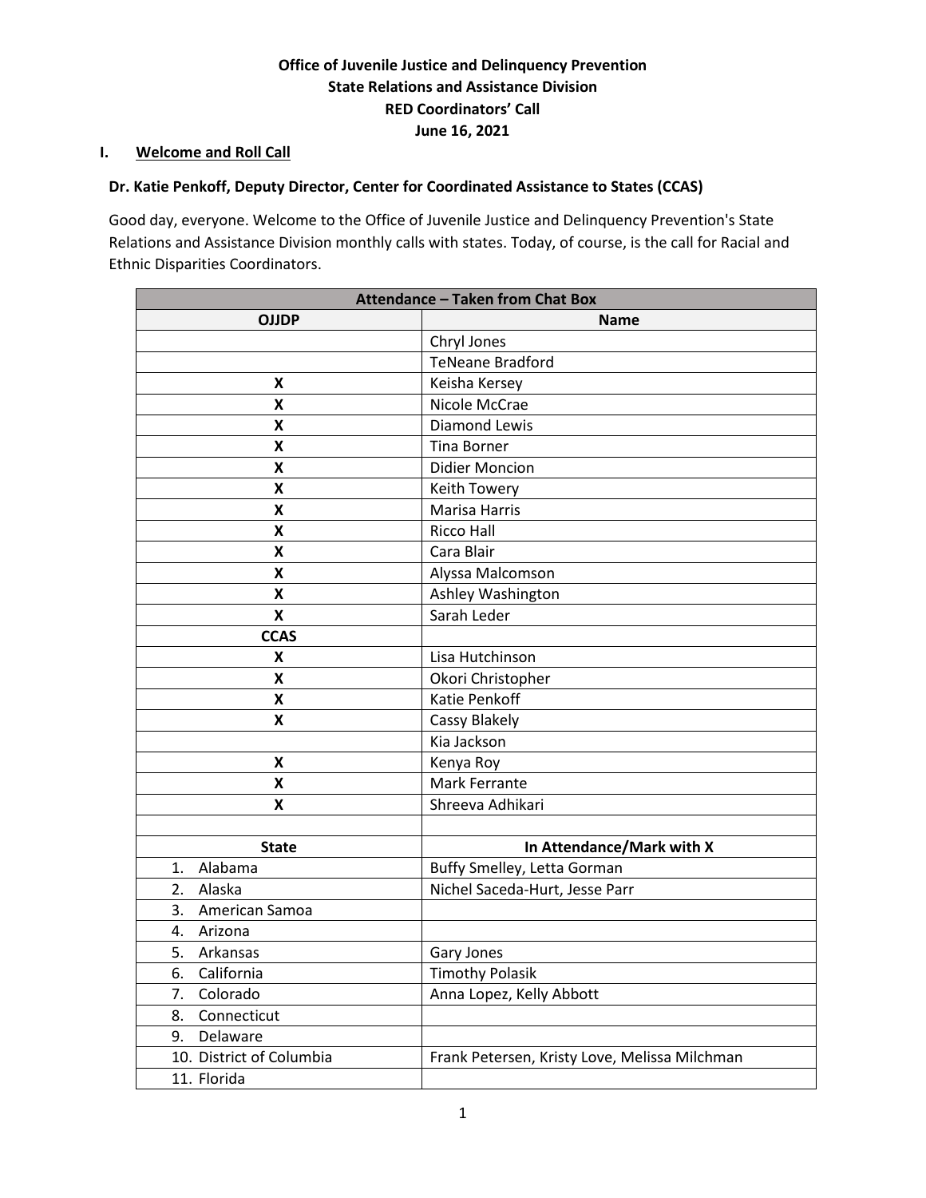**Office of Juvenile Justice and Delinquency Prevention**
**State Relations and Assistance Division**
**RED Coordinators' Call**
**June 16, 2021**

## I. Welcome and Roll Call

**Dr. Katie Penkoff, Deputy Director, Center for Coordinated Assistance to States (CCAS)**

Good day, everyone. Welcome to the Office of Juvenile Justice and Delinquency Prevention's State Relations and Assistance Division monthly calls with states. Today, of course, is the call for Racial and Ethnic Disparities Coordinators.

| Attendance – Taken from Chat Box | |
|---|---|
| **OJJDP** | **Name** |
| | Chryl Jones |
| | TeNeane Bradford |
| X | Keisha Kersey |
| X | Nicole McCrae |
| X | Diamond Lewis |
| X | Tina Borner |
| X | Didier Moncion |
| X | Keith Towery |
| X | Marisa Harris |
| X | Ricco Hall |
| X | Cara Blair |
| X | Alyssa Malcomson |
| X | Ashley Washington |
| X | Sarah Leder |
| **CCAS** | |
| X | Lisa Hutchinson |
| X | Okori Christopher |
| X | Katie Penkoff |
| X | Cassy Blakely |
| | Kia Jackson |
| X | Kenya Roy |
| X | Mark Ferrante |
| X | Shreeva Adhikari |
| | |
| **State** | **In Attendance/Mark with X** |
| 1. Alabama | Buffy Smelley, Letta Gorman |
| 2. Alaska | Nichel Saceda-Hurt, Jesse Parr |
| 3. American Samoa | |
| 4. Arizona | |
| 5. Arkansas | Gary Jones |
| 6. California | Timothy Polasik |
| 7. Colorado | Anna Lopez, Kelly Abbott |
| 8. Connecticut | |
| 9. Delaware | |
| 10. District of Columbia | Frank Petersen, Kristy Love, Melissa Milchman |
| 11. Florida | |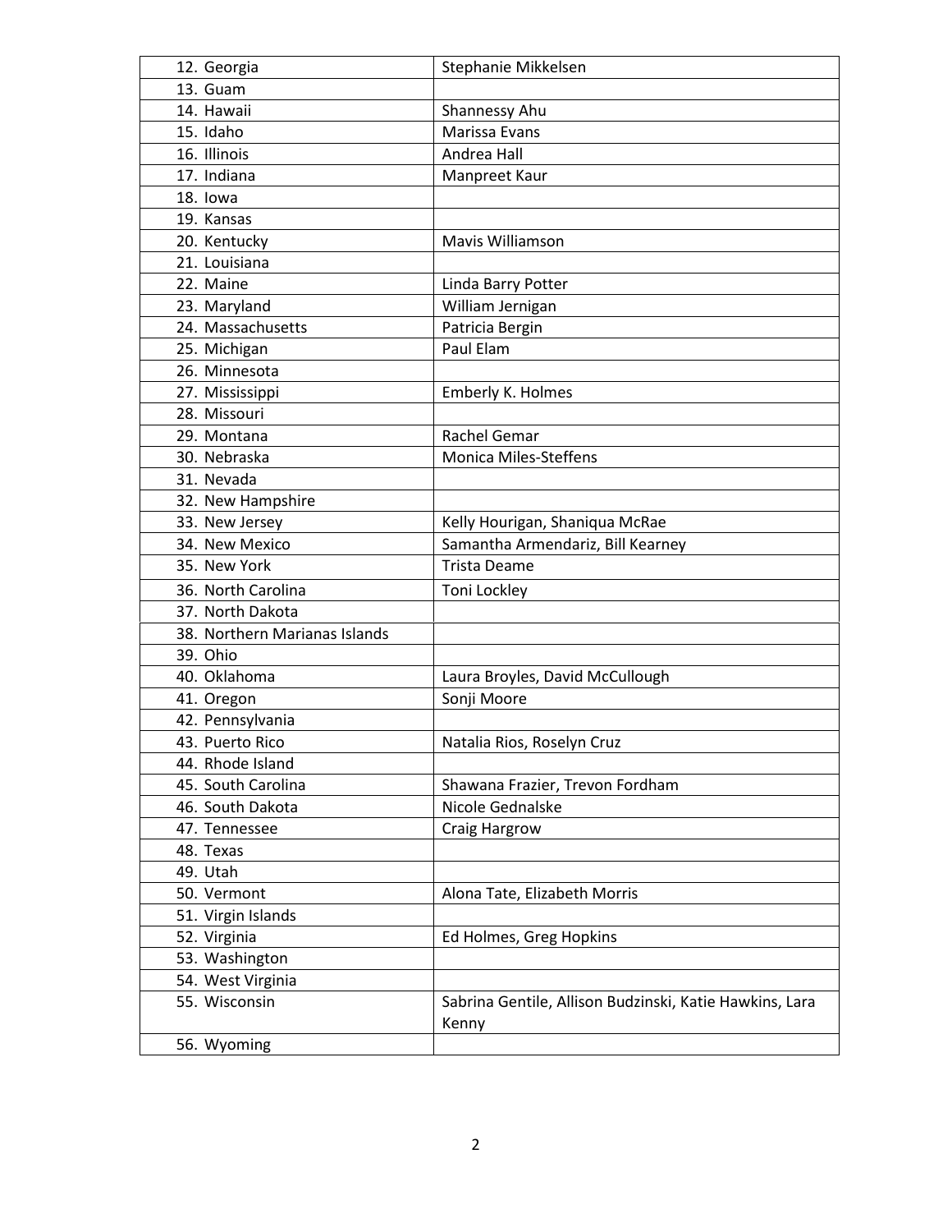| | |
|---|---|
| 12. Georgia | Stephanie Mikkelsen |
| 13. Guam | |
| 14. Hawaii | Shannessy Ahu |
| 15. Idaho | Marissa Evans |
| 16. Illinois | Andrea Hall |
| 17. Indiana | Manpreet Kaur |
| 18. Iowa | |
| 19. Kansas | |
| 20. Kentucky | Mavis Williamson |
| 21. Louisiana | |
| 22. Maine | Linda Barry Potter |
| 23. Maryland | William Jernigan |
| 24. Massachusetts | Patricia Bergin |
| 25. Michigan | Paul Elam |
| 26. Minnesota | |
| 27. Mississippi | Emberly K. Holmes |
| 28. Missouri | |
| 29. Montana | Rachel Gemar |
| 30. Nebraska | Monica Miles-Steffens |
| 31. Nevada | |
| 32. New Hampshire | |
| 33. New Jersey | Kelly Hourigan, Shaniqua McRae |
| 34. New Mexico | Samantha Armendariz, Bill Kearney |
| 35. New York | Trista Deame |
| 36. North Carolina | Toni Lockley |
| 37. North Dakota | |
| 38. Northern Marianas Islands | |
| 39. Ohio | |
| 40. Oklahoma | Laura Broyles, David McCullough |
| 41. Oregon | Sonji Moore |
| 42. Pennsylvania | |
| 43. Puerto Rico | Natalia Rios, Roselyn Cruz |
| 44. Rhode Island | |
| 45. South Carolina | Shawana Frazier, Trevon Fordham |
| 46. South Dakota | Nicole Gednalske |
| 47. Tennessee | Craig Hargrow |
| 48. Texas | |
| 49. Utah | |
| 50. Vermont | Alona Tate, Elizabeth Morris |
| 51. Virgin Islands | |
| 52. Virginia | Ed Holmes, Greg Hopkins |
| 53. Washington | |
| 54. West Virginia | |
| 55. Wisconsin | Sabrina Gentile, Allison Budzinski, Katie Hawkins, Lara Kenny |
| 56. Wyoming | |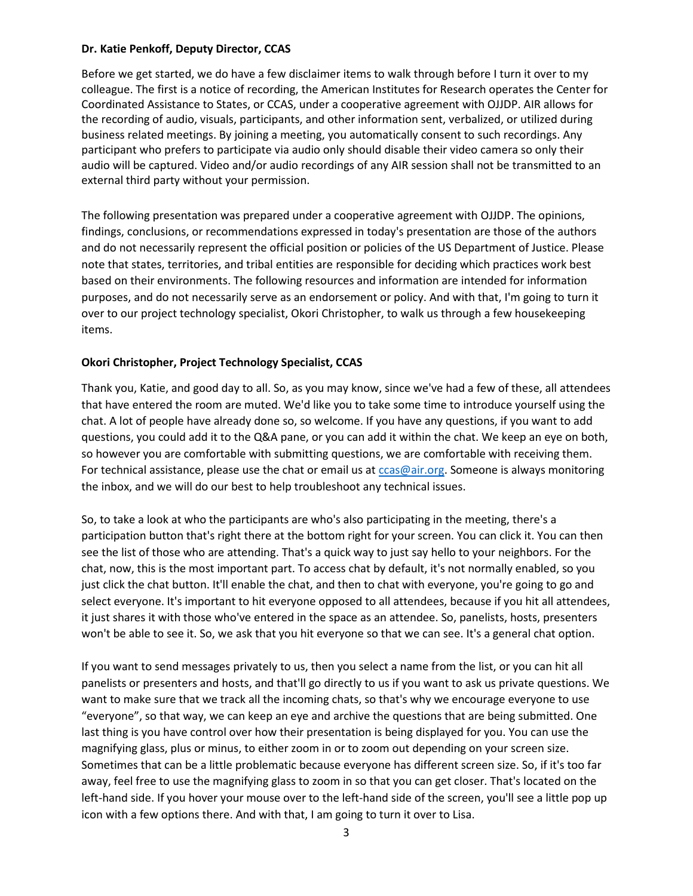**Dr. Katie Penkoff, Deputy Director, CCAS**

Before we get started, we do have a few disclaimer items to walk through before I turn it over to my colleague. The first is a notice of recording, the American Institutes for Research operates the Center for Coordinated Assistance to States, or CCAS, under a cooperative agreement with OJJDP. AIR allows for the recording of audio, visuals, participants, and other information sent, verbalized, or utilized during business related meetings. By joining a meeting, you automatically consent to such recordings. Any participant who prefers to participate via audio only should disable their video camera so only their audio will be captured. Video and/or audio recordings of any AIR session shall not be transmitted to an external third party without your permission.

The following presentation was prepared under a cooperative agreement with OJJDP. The opinions, findings, conclusions, or recommendations expressed in today's presentation are those of the authors and do not necessarily represent the official position or policies of the US Department of Justice. Please note that states, territories, and tribal entities are responsible for deciding which practices work best based on their environments. The following resources and information are intended for information purposes, and do not necessarily serve as an endorsement or policy. And with that, I'm going to turn it over to our project technology specialist, Okori Christopher, to walk us through a few housekeeping items.

**Okori Christopher, Project Technology Specialist, CCAS**

Thank you, Katie, and good day to all. So, as you may know, since we've had a few of these, all attendees that have entered the room are muted. We'd like you to take some time to introduce yourself using the chat. A lot of people have already done so, so welcome. If you have any questions, if you want to add questions, you could add it to the Q&A pane, or you can add it within the chat. We keep an eye on both, so however you are comfortable with submitting questions, we are comfortable with receiving them. For technical assistance, please use the chat or email us at ccas@air.org. Someone is always monitoring the inbox, and we will do our best to help troubleshoot any technical issues.

So, to take a look at who the participants are who's also participating in the meeting, there's a participation button that's right there at the bottom right for your screen. You can click it. You can then see the list of those who are attending. That's a quick way to just say hello to your neighbors. For the chat, now, this is the most important part. To access chat by default, it's not normally enabled, so you just click the chat button. It'll enable the chat, and then to chat with everyone, you're going to go and select everyone. It's important to hit everyone opposed to all attendees, because if you hit all attendees, it just shares it with those who've entered in the space as an attendee. So, panelists, hosts, presenters won't be able to see it. So, we ask that you hit everyone so that we can see. It's a general chat option.

If you want to send messages privately to us, then you select a name from the list, or you can hit all panelists or presenters and hosts, and that'll go directly to us if you want to ask us private questions. We want to make sure that we track all the incoming chats, so that's why we encourage everyone to use "everyone", so that way, we can keep an eye and archive the questions that are being submitted. One last thing is you have control over how their presentation is being displayed for you. You can use the magnifying glass, plus or minus, to either zoom in or to zoom out depending on your screen size. Sometimes that can be a little problematic because everyone has different screen size. So, if it's too far away, feel free to use the magnifying glass to zoom in so that you can get closer. That's located on the left-hand side. If you hover your mouse over to the left-hand side of the screen, you'll see a little pop up icon with a few options there. And with that, I am going to turn it over to Lisa.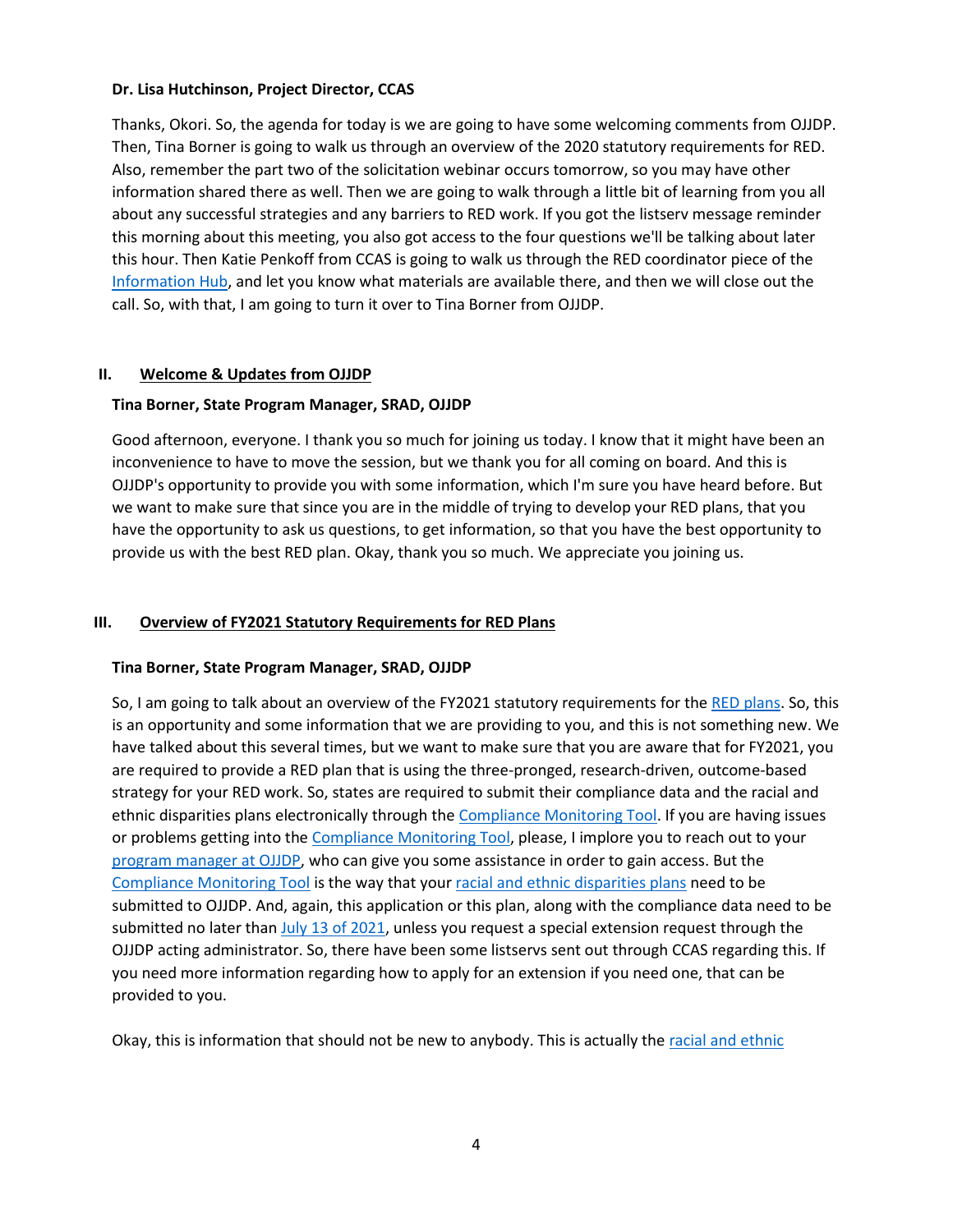**Dr. Lisa Hutchinson, Project Director, CCAS**

Thanks, Okori. So, the agenda for today is we are going to have some welcoming comments from OJJDP. Then, Tina Borner is going to walk us through an overview of the 2020 statutory requirements for RED. Also, remember the part two of the solicitation webinar occurs tomorrow, so you may have other information shared there as well. Then we are going to walk through a little bit of learning from you all about any successful strategies and any barriers to RED work. If you got the listserv message reminder this morning about this meeting, you also got access to the four questions we'll be talking about later this hour. Then Katie Penkoff from CCAS is going to walk us through the RED coordinator piece of the Information Hub, and let you know what materials are available there, and then we will close out the call. So, with that, I am going to turn it over to Tina Borner from OJJDP.

## II. Welcome & Updates from OJJDP

**Tina Borner, State Program Manager, SRAD, OJJDP**

Good afternoon, everyone. I thank you so much for joining us today. I know that it might have been an inconvenience to have to move the session, but we thank you for all coming on board. And this is OJJDP's opportunity to provide you with some information, which I'm sure you have heard before. But we want to make sure that since you are in the middle of trying to develop your RED plans, that you have the opportunity to ask us questions, to get information, so that you have the best opportunity to provide us with the best RED plan. Okay, thank you so much. We appreciate you joining us.

## III. Overview of FY2021 Statutory Requirements for RED Plans

**Tina Borner, State Program Manager, SRAD, OJJDP**

So, I am going to talk about an overview of the FY2021 statutory requirements for the RED plans. So, this is an opportunity and some information that we are providing to you, and this is not something new. We have talked about this several times, but we want to make sure that you are aware that for FY2021, you are required to provide a RED plan that is using the three-pronged, research-driven, outcome-based strategy for your RED work. So, states are required to submit their compliance data and the racial and ethnic disparities plans electronically through the Compliance Monitoring Tool. If you are having issues or problems getting into the Compliance Monitoring Tool, please, I implore you to reach out to your program manager at OJJDP, who can give you some assistance in order to gain access. But the Compliance Monitoring Tool is the way that your racial and ethnic disparities plans need to be submitted to OJJDP. And, again, this application or this plan, along with the compliance data need to be submitted no later than July 13 of 2021, unless you request a special extension request through the OJJDP acting administrator. So, there have been some listservs sent out through CCAS regarding this. If you need more information regarding how to apply for an extension if you need one, that can be provided to you.

Okay, this is information that should not be new to anybody. This is actually the racial and ethnic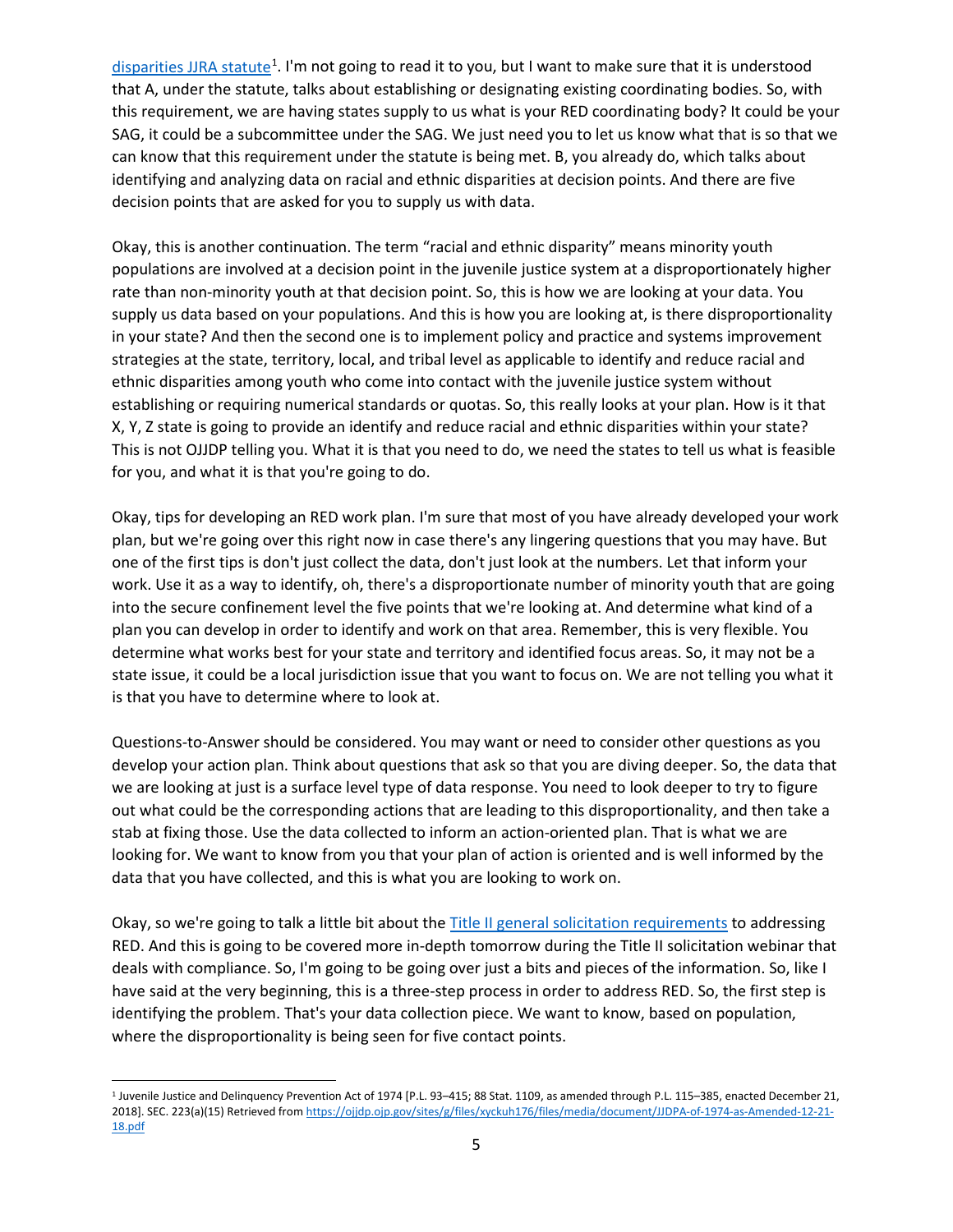disparities JJRA statute[1]. I'm not going to read it to you, but I want to make sure that it is understood that A, under the statute, talks about establishing or designating existing coordinating bodies. So, with this requirement, we are having states supply to us what is your RED coordinating body? It could be your SAG, it could be a subcommittee under the SAG. We just need you to let us know what that is so that we can know that this requirement under the statute is being met. B, you already do, which talks about identifying and analyzing data on racial and ethnic disparities at decision points. And there are five decision points that are asked for you to supply us with data.

Okay, this is another continuation. The term "racial and ethnic disparity" means minority youth populations are involved at a decision point in the juvenile justice system at a disproportionately higher rate than non-minority youth at that decision point. So, this is how we are looking at your data. You supply us data based on your populations. And this is how you are looking at, is there disproportionality in your state? And then the second one is to implement policy and practice and systems improvement strategies at the state, territory, local, and tribal level as applicable to identify and reduce racial and ethnic disparities among youth who come into contact with the juvenile justice system without establishing or requiring numerical standards or quotas. So, this really looks at your plan. How is it that X, Y, Z state is going to provide an identify and reduce racial and ethnic disparities within your state? This is not OJJDP telling you. What it is that you need to do, we need the states to tell us what is feasible for you, and what it is that you're going to do.

Okay, tips for developing an RED work plan. I'm sure that most of you have already developed your work plan, but we're going over this right now in case there's any lingering questions that you may have. But one of the first tips is don't just collect the data, don't just look at the numbers. Let that inform your work. Use it as a way to identify, oh, there's a disproportionate number of minority youth that are going into the secure confinement level the five points that we're looking at. And determine what kind of a plan you can develop in order to identify and work on that area. Remember, this is very flexible. You determine what works best for your state and territory and identified focus areas. So, it may not be a state issue, it could be a local jurisdiction issue that you want to focus on. We are not telling you what it is that you have to determine where to look at.

Questions-to-Answer should be considered. You may want or need to consider other questions as you develop your action plan. Think about questions that ask so that you are diving deeper. So, the data that we are looking at just is a surface level type of data response. You need to look deeper to try to figure out what could be the corresponding actions that are leading to this disproportionality, and then take a stab at fixing those. Use the data collected to inform an action-oriented plan. That is what we are looking for. We want to know from you that your plan of action is oriented and is well informed by the data that you have collected, and this is what you are looking to work on.

Okay, so we're going to talk a little bit about the Title II general solicitation requirements to addressing RED. And this is going to be covered more in-depth tomorrow during the Title II solicitation webinar that deals with compliance. So, I'm going to be going over just a bits and pieces of the information. So, like I have said at the very beginning, this is a three-step process in order to address RED. So, the first step is identifying the problem. That's your data collection piece. We want to know, based on population, where the disproportionality is being seen for five contact points.

[1] Juvenile Justice and Delinquency Prevention Act of 1974 [P.L. 93–415; 88 Stat. 1109, as amended through P.L. 115–385, enacted December 21, 2018]. SEC. 223(a)(15) Retrieved from https://ojjdp.ojp.gov/sites/g/files/xyckuh176/files/media/document/JJDPA-of-1974-as-Amended-12-21-18.pdf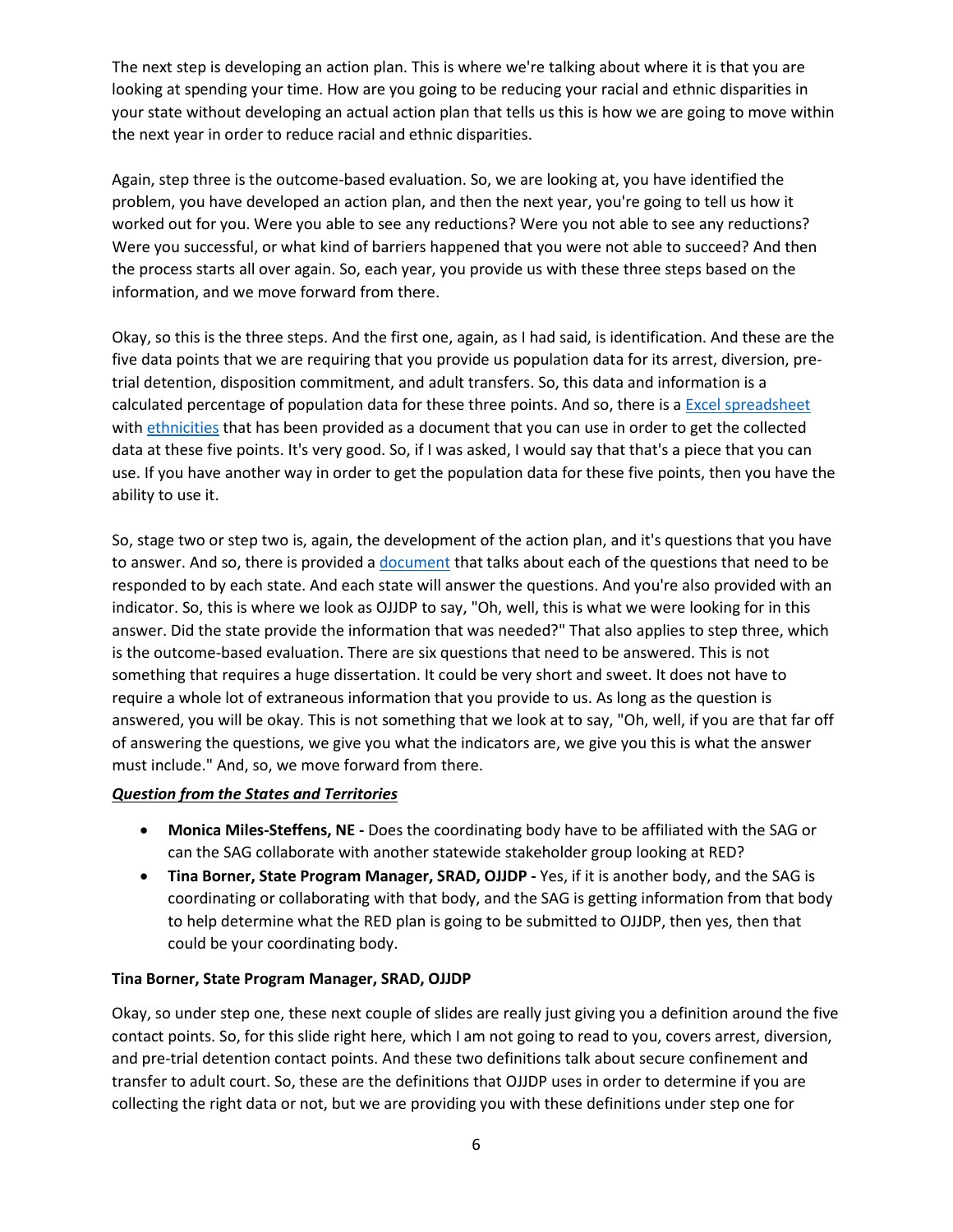The next step is developing an action plan. This is where we're talking about where it is that you are looking at spending your time. How are you going to be reducing your racial and ethnic disparities in your state without developing an actual action plan that tells us this is how we are going to move within the next year in order to reduce racial and ethnic disparities.

Again, step three is the outcome-based evaluation. So, we are looking at, you have identified the problem, you have developed an action plan, and then the next year, you're going to tell us how it worked out for you. Were you able to see any reductions? Were you not able to see any reductions? Were you successful, or what kind of barriers happened that you were not able to succeed? And then the process starts all over again. So, each year, you provide us with these three steps based on the information, and we move forward from there.

Okay, so this is the three steps. And the first one, again, as I had said, is identification. And these are the five data points that we are requiring that you provide us population data for its arrest, diversion, pre-trial detention, disposition commitment, and adult transfers. So, this data and information is a calculated percentage of population data for these three points. And so, there is a [Excel spreadsheet] with [ethnicities] that has been provided as a document that you can use in order to get the collected data at these five points. It's very good. So, if I was asked, I would say that that's a piece that you can use. If you have another way in order to get the population data for these five points, then you have the ability to use it.

So, stage two or step two is, again, the development of the action plan, and it's questions that you have to answer. And so, there is provided a [document] that talks about each of the questions that need to be responded to by each state. And each state will answer the questions. And you're also provided with an indicator. So, this is where we look as OJJDP to say, "Oh, well, this is what we were looking for in this answer. Did the state provide the information that was needed?" That also applies to step three, which is the outcome-based evaluation. There are six questions that need to be answered. This is not something that requires a huge dissertation. It could be very short and sweet. It does not have to require a whole lot of extraneous information that you provide to us. As long as the question is answered, you will be okay. This is not something that we look at to say, "Oh, well, if you are that far off of answering the questions, we give you what the indicators are, we give you this is what the answer must include." And, so, we move forward from there.

***Question from the States and Territories***

- **Monica Miles-Steffens, NE -** Does the coordinating body have to be affiliated with the SAG or can the SAG collaborate with another statewide stakeholder group looking at RED?
- **Tina Borner, State Program Manager, SRAD, OJJDP -** Yes, if it is another body, and the SAG is coordinating or collaborating with that body, and the SAG is getting information from that body to help determine what the RED plan is going to be submitted to OJJDP, then yes, then that could be your coordinating body.

**Tina Borner, State Program Manager, SRAD, OJJDP**

Okay, so under step one, these next couple of slides are really just giving you a definition around the five contact points. So, for this slide right here, which I am not going to read to you, covers arrest, diversion, and pre-trial detention contact points. And these two definitions talk about secure confinement and transfer to adult court. So, these are the definitions that OJJDP uses in order to determine if you are collecting the right data or not, but we are providing you with these definitions under step one for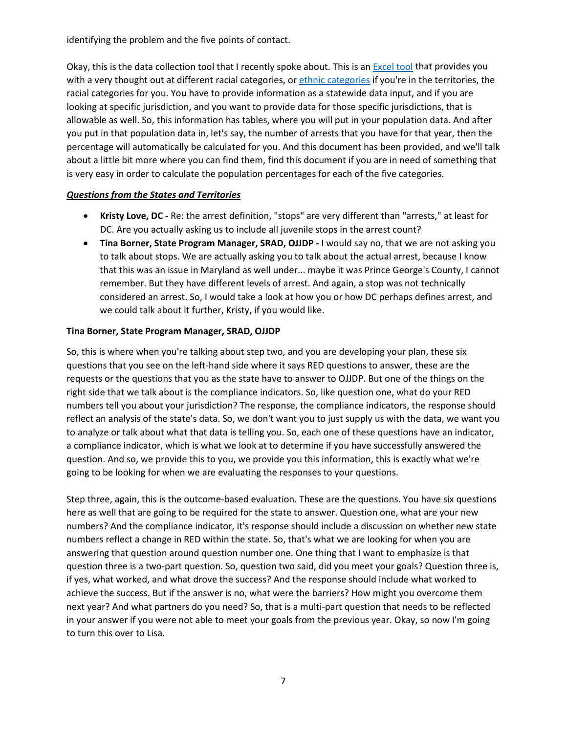identifying the problem and the five points of contact.

Okay, this is the data collection tool that I recently spoke about. This is an Excel tool that provides you with a very thought out at different racial categories, or ethnic categories if you're in the territories, the racial categories for you. You have to provide information as a statewide data input, and if you are looking at specific jurisdiction, and you want to provide data for those specific jurisdictions, that is allowable as well. So, this information has tables, where you will put in your population data. And after you put in that population data in, let's say, the number of arrests that you have for that year, then the percentage will automatically be calculated for you. And this document has been provided, and we'll talk about a little bit more where you can find them, find this document if you are in need of something that is very easy in order to calculate the population percentages for each of the five categories.

***Questions from the States and Territories***

- **Kristy Love, DC -** Re: the arrest definition, "stops" are very different than "arrests," at least for DC. Are you actually asking us to include all juvenile stops in the arrest count?
- **Tina Borner, State Program Manager, SRAD, OJJDP -** I would say no, that we are not asking you to talk about stops. We are actually asking you to talk about the actual arrest, because I know that this was an issue in Maryland as well under... maybe it was Prince George's County, I cannot remember. But they have different levels of arrest. And again, a stop was not technically considered an arrest. So, I would take a look at how you or how DC perhaps defines arrest, and we could talk about it further, Kristy, if you would like.

**Tina Borner, State Program Manager, SRAD, OJJDP**

So, this is where when you're talking about step two, and you are developing your plan, these six questions that you see on the left-hand side where it says RED questions to answer, these are the requests or the questions that you as the state have to answer to OJJDP. But one of the things on the right side that we talk about is the compliance indicators. So, like question one, what do your RED numbers tell you about your jurisdiction? The response, the compliance indicators, the response should reflect an analysis of the state's data. So, we don't want you to just supply us with the data, we want you to analyze or talk about what that data is telling you. So, each one of these questions have an indicator, a compliance indicator, which is what we look at to determine if you have successfully answered the question. And so, we provide this to you, we provide you this information, this is exactly what we're going to be looking for when we are evaluating the responses to your questions.

Step three, again, this is the outcome-based evaluation. These are the questions. You have six questions here as well that are going to be required for the state to answer. Question one, what are your new numbers? And the compliance indicator, it's response should include a discussion on whether new state numbers reflect a change in RED within the state. So, that's what we are looking for when you are answering that question around question number one. One thing that I want to emphasize is that question three is a two-part question. So, question two said, did you meet your goals? Question three is, if yes, what worked, and what drove the success? And the response should include what worked to achieve the success. But if the answer is no, what were the barriers? How might you overcome them next year? And what partners do you need? So, that is a multi-part question that needs to be reflected in your answer if you were not able to meet your goals from the previous year. Okay, so now I'm going to turn this over to Lisa.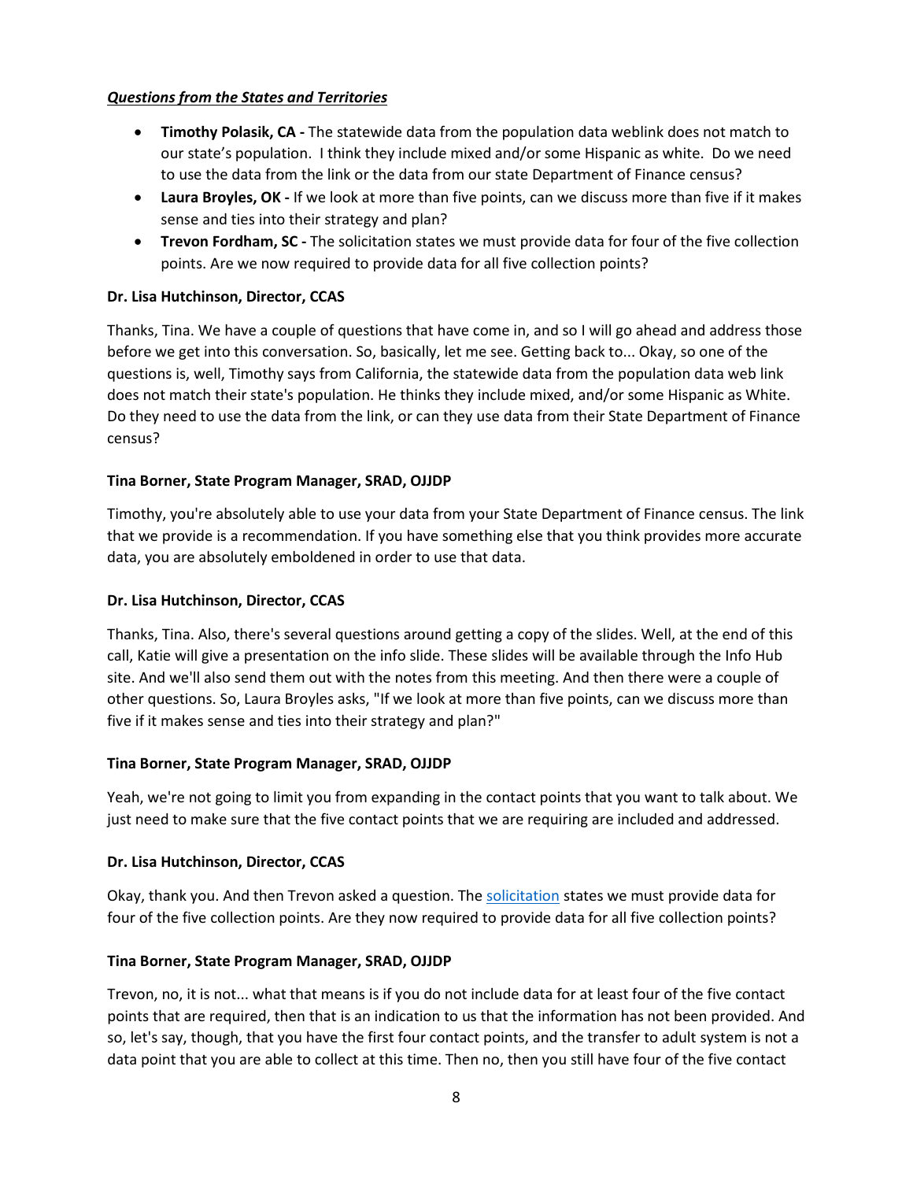***Questions from the States and Territories***

- **Timothy Polasik, CA -** The statewide data from the population data weblink does not match to our state's population. I think they include mixed and/or some Hispanic as white. Do we need to use the data from the link or the data from our state Department of Finance census?
- **Laura Broyles, OK -** If we look at more than five points, can we discuss more than five if it makes sense and ties into their strategy and plan?
- **Trevon Fordham, SC -** The solicitation states we must provide data for four of the five collection points. Are we now required to provide data for all five collection points?

**Dr. Lisa Hutchinson, Director, CCAS**

Thanks, Tina. We have a couple of questions that have come in, and so I will go ahead and address those before we get into this conversation. So, basically, let me see. Getting back to... Okay, so one of the questions is, well, Timothy says from California, the statewide data from the population data web link does not match their state's population. He thinks they include mixed, and/or some Hispanic as White. Do they need to use the data from the link, or can they use data from their State Department of Finance census?

**Tina Borner, State Program Manager, SRAD, OJJDP**

Timothy, you're absolutely able to use your data from your State Department of Finance census. The link that we provide is a recommendation. If you have something else that you think provides more accurate data, you are absolutely emboldened in order to use that data.

**Dr. Lisa Hutchinson, Director, CCAS**

Thanks, Tina. Also, there's several questions around getting a copy of the slides. Well, at the end of this call, Katie will give a presentation on the info slide. These slides will be available through the Info Hub site. And we'll also send them out with the notes from this meeting. And then there were a couple of other questions. So, Laura Broyles asks, "If we look at more than five points, can we discuss more than five if it makes sense and ties into their strategy and plan?"

**Tina Borner, State Program Manager, SRAD, OJJDP**

Yeah, we're not going to limit you from expanding in the contact points that you want to talk about. We just need to make sure that the five contact points that we are requiring are included and addressed.

**Dr. Lisa Hutchinson, Director, CCAS**

Okay, thank you. And then Trevon asked a question. The solicitation states we must provide data for four of the five collection points. Are they now required to provide data for all five collection points?

**Tina Borner, State Program Manager, SRAD, OJJDP**

Trevon, no, it is not... what that means is if you do not include data for at least four of the five contact points that are required, then that is an indication to us that the information has not been provided. And so, let's say, though, that you have the first four contact points, and the transfer to adult system is not a data point that you are able to collect at this time. Then no, then you still have four of the five contact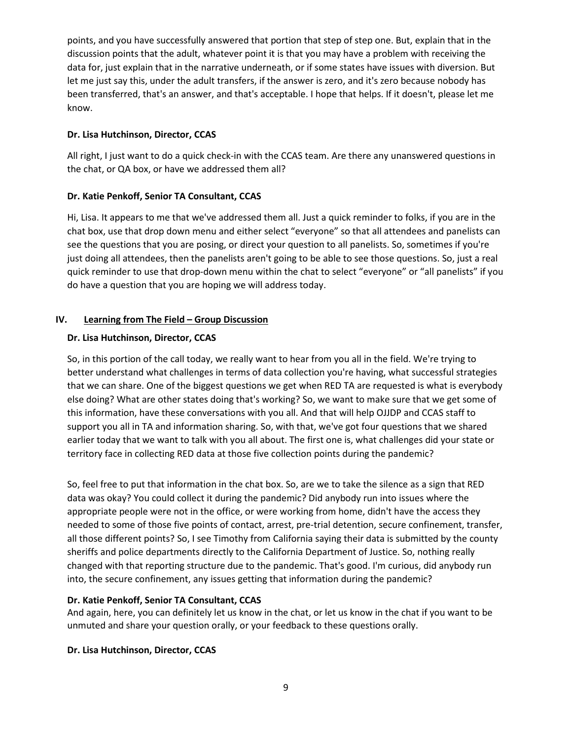points, and you have successfully answered that portion that step of step one. But, explain that in the discussion points that the adult, whatever point it is that you may have a problem with receiving the data for, just explain that in the narrative underneath, or if some states have issues with diversion. But let me just say this, under the adult transfers, if the answer is zero, and it's zero because nobody has been transferred, that's an answer, and that's acceptable. I hope that helps. If it doesn't, please let me know.

**Dr. Lisa Hutchinson, Director, CCAS**

All right, I just want to do a quick check-in with the CCAS team. Are there any unanswered questions in the chat, or QA box, or have we addressed them all?

**Dr. Katie Penkoff, Senior TA Consultant, CCAS**

Hi, Lisa. It appears to me that we've addressed them all. Just a quick reminder to folks, if you are in the chat box, use that drop down menu and either select "everyone" so that all attendees and panelists can see the questions that you are posing, or direct your question to all panelists. So, sometimes if you're just doing all attendees, then the panelists aren't going to be able to see those questions. So, just a real quick reminder to use that drop-down menu within the chat to select "everyone" or "all panelists" if you do have a question that you are hoping we will address today.

## IV. Learning from The Field – Group Discussion

**Dr. Lisa Hutchinson, Director, CCAS**

So, in this portion of the call today, we really want to hear from you all in the field. We're trying to better understand what challenges in terms of data collection you're having, what successful strategies that we can share. One of the biggest questions we get when RED TA are requested is what is everybody else doing? What are other states doing that's working? So, we want to make sure that we get some of this information, have these conversations with you all. And that will help OJJDP and CCAS staff to support you all in TA and information sharing. So, with that, we've got four questions that we shared earlier today that we want to talk with you all about. The first one is, what challenges did your state or territory face in collecting RED data at those five collection points during the pandemic?

So, feel free to put that information in the chat box. So, are we to take the silence as a sign that RED data was okay? You could collect it during the pandemic? Did anybody run into issues where the appropriate people were not in the office, or were working from home, didn't have the access they needed to some of those five points of contact, arrest, pre-trial detention, secure confinement, transfer, all those different points? So, I see Timothy from California saying their data is submitted by the county sheriffs and police departments directly to the California Department of Justice. So, nothing really changed with that reporting structure due to the pandemic. That's good. I'm curious, did anybody run into, the secure confinement, any issues getting that information during the pandemic?

**Dr. Katie Penkoff, Senior TA Consultant, CCAS**

And again, here, you can definitely let us know in the chat, or let us know in the chat if you want to be unmuted and share your question orally, or your feedback to these questions orally.

**Dr. Lisa Hutchinson, Director, CCAS**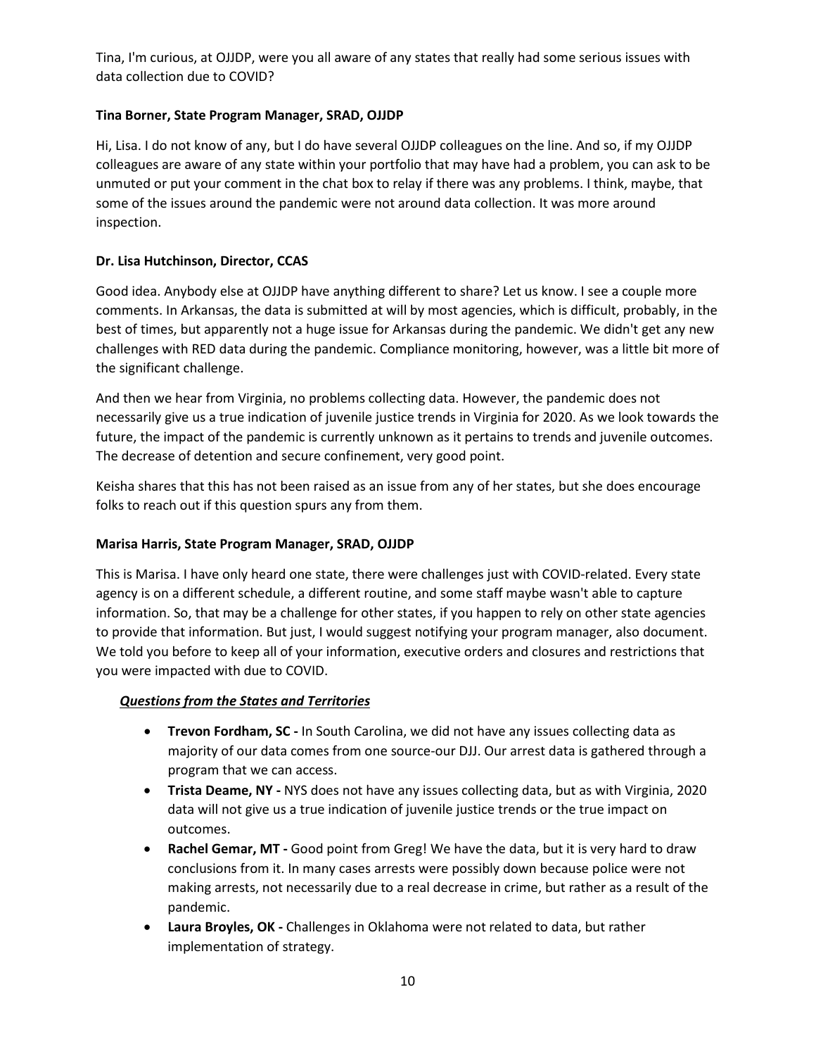Tina, I'm curious, at OJJDP, were you all aware of any states that really had some serious issues with data collection due to COVID?

**Tina Borner, State Program Manager, SRAD, OJJDP**

Hi, Lisa. I do not know of any, but I do have several OJJDP colleagues on the line. And so, if my OJJDP colleagues are aware of any state within your portfolio that may have had a problem, you can ask to be unmuted or put your comment in the chat box to relay if there was any problems. I think, maybe, that some of the issues around the pandemic were not around data collection. It was more around inspection.

**Dr. Lisa Hutchinson, Director, CCAS**

Good idea. Anybody else at OJJDP have anything different to share? Let us know. I see a couple more comments. In Arkansas, the data is submitted at will by most agencies, which is difficult, probably, in the best of times, but apparently not a huge issue for Arkansas during the pandemic. We didn't get any new challenges with RED data during the pandemic. Compliance monitoring, however, was a little bit more of the significant challenge.

And then we hear from Virginia, no problems collecting data. However, the pandemic does not necessarily give us a true indication of juvenile justice trends in Virginia for 2020. As we look towards the future, the impact of the pandemic is currently unknown as it pertains to trends and juvenile outcomes. The decrease of detention and secure confinement, very good point.

Keisha shares that this has not been raised as an issue from any of her states, but she does encourage folks to reach out if this question spurs any from them.

**Marisa Harris, State Program Manager, SRAD, OJJDP**

This is Marisa. I have only heard one state, there were challenges just with COVID-related. Every state agency is on a different schedule, a different routine, and some staff maybe wasn't able to capture information. So, that may be a challenge for other states, if you happen to rely on other state agencies to provide that information. But just, I would suggest notifying your program manager, also document. We told you before to keep all of your information, executive orders and closures and restrictions that you were impacted with due to COVID.

***Questions from the States and Territories***

- **Trevon Fordham, SC -** In South Carolina, we did not have any issues collecting data as majority of our data comes from one source-our DJJ. Our arrest data is gathered through a program that we can access.
- **Trista Deame, NY -** NYS does not have any issues collecting data, but as with Virginia, 2020 data will not give us a true indication of juvenile justice trends or the true impact on outcomes.
- **Rachel Gemar, MT -** Good point from Greg! We have the data, but it is very hard to draw conclusions from it. In many cases arrests were possibly down because police were not making arrests, not necessarily due to a real decrease in crime, but rather as a result of the pandemic.
- **Laura Broyles, OK -** Challenges in Oklahoma were not related to data, but rather implementation of strategy.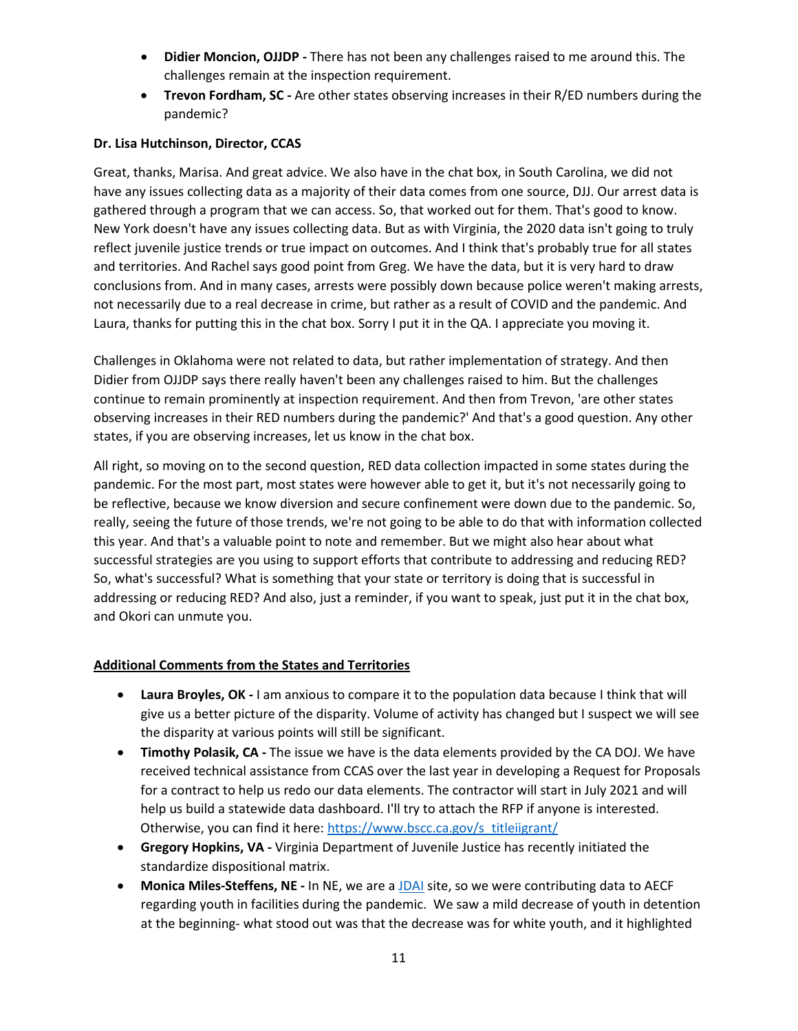- **Didier Moncion, OJJDP -** There has not been any challenges raised to me around this. The challenges remain at the inspection requirement.
- **Trevon Fordham, SC -** Are other states observing increases in their R/ED numbers during the pandemic?

**Dr. Lisa Hutchinson, Director, CCAS**

Great, thanks, Marisa. And great advice. We also have in the chat box, in South Carolina, we did not have any issues collecting data as a majority of their data comes from one source, DJJ. Our arrest data is gathered through a program that we can access. So, that worked out for them. That's good to know. New York doesn't have any issues collecting data. But as with Virginia, the 2020 data isn't going to truly reflect juvenile justice trends or true impact on outcomes. And I think that's probably true for all states and territories. And Rachel says good point from Greg. We have the data, but it is very hard to draw conclusions from. And in many cases, arrests were possibly down because police weren't making arrests, not necessarily due to a real decrease in crime, but rather as a result of COVID and the pandemic. And Laura, thanks for putting this in the chat box. Sorry I put it in the QA. I appreciate you moving it.

Challenges in Oklahoma were not related to data, but rather implementation of strategy. And then Didier from OJJDP says there really haven't been any challenges raised to him. But the challenges continue to remain prominently at inspection requirement. And then from Trevon, 'are other states observing increases in their RED numbers during the pandemic?' And that's a good question. Any other states, if you are observing increases, let us know in the chat box.

All right, so moving on to the second question, RED data collection impacted in some states during the pandemic. For the most part, most states were however able to get it, but it's not necessarily going to be reflective, because we know diversion and secure confinement were down due to the pandemic. So, really, seeing the future of those trends, we're not going to be able to do that with information collected this year. And that's a valuable point to note and remember. But we might also hear about what successful strategies are you using to support efforts that contribute to addressing and reducing RED? So, what's successful? What is something that your state or territory is doing that is successful in addressing or reducing RED? And also, just a reminder, if you want to speak, just put it in the chat box, and Okori can unmute you.

**Additional Comments from the States and Territories**

- **Laura Broyles, OK -** I am anxious to compare it to the population data because I think that will give us a better picture of the disparity. Volume of activity has changed but I suspect we will see the disparity at various points will still be significant.
- **Timothy Polasik, CA -** The issue we have is the data elements provided by the CA DOJ. We have received technical assistance from CCAS over the last year in developing a Request for Proposals for a contract to help us redo our data elements. The contractor will start in July 2021 and will help us build a statewide data dashboard. I'll try to attach the RFP if anyone is interested. Otherwise, you can find it here: https://www.bscc.ca.gov/s_titleiigrant/
- **Gregory Hopkins, VA -** Virginia Department of Juvenile Justice has recently initiated the standardize dispositional matrix.
- **Monica Miles-Steffens, NE -** In NE, we are a JDAI site, so we were contributing data to AECF regarding youth in facilities during the pandemic. We saw a mild decrease of youth in detention at the beginning- what stood out was that the decrease was for white youth, and it highlighted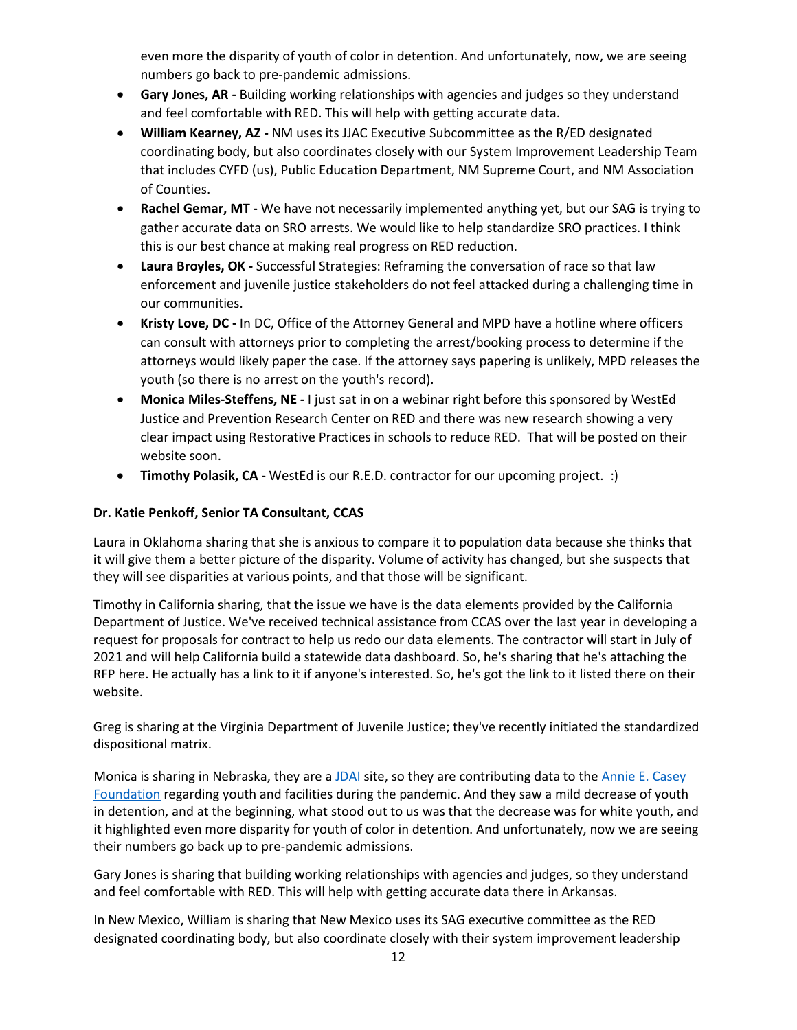even more the disparity of youth of color in detention. And unfortunately, now, we are seeing numbers go back to pre-pandemic admissions.

- **Gary Jones, AR -** Building working relationships with agencies and judges so they understand and feel comfortable with RED. This will help with getting accurate data.
- **William Kearney, AZ -** NM uses its JJAC Executive Subcommittee as the R/ED designated coordinating body, but also coordinates closely with our System Improvement Leadership Team that includes CYFD (us), Public Education Department, NM Supreme Court, and NM Association of Counties.
- **Rachel Gemar, MT -** We have not necessarily implemented anything yet, but our SAG is trying to gather accurate data on SRO arrests. We would like to help standardize SRO practices. I think this is our best chance at making real progress on RED reduction.
- **Laura Broyles, OK -** Successful Strategies: Reframing the conversation of race so that law enforcement and juvenile justice stakeholders do not feel attacked during a challenging time in our communities.
- **Kristy Love, DC -** In DC, Office of the Attorney General and MPD have a hotline where officers can consult with attorneys prior to completing the arrest/booking process to determine if the attorneys would likely paper the case. If the attorney says papering is unlikely, MPD releases the youth (so there is no arrest on the youth's record).
- **Monica Miles-Steffens, NE -** I just sat in on a webinar right before this sponsored by WestEd Justice and Prevention Research Center on RED and there was new research showing a very clear impact using Restorative Practices in schools to reduce RED. That will be posted on their website soon.
- **Timothy Polasik, CA -** WestEd is our R.E.D. contractor for our upcoming project. :)

**Dr. Katie Penkoff, Senior TA Consultant, CCAS**

Laura in Oklahoma sharing that she is anxious to compare it to population data because she thinks that it will give them a better picture of the disparity. Volume of activity has changed, but she suspects that they will see disparities at various points, and that those will be significant.

Timothy in California sharing, that the issue we have is the data elements provided by the California Department of Justice. We've received technical assistance from CCAS over the last year in developing a request for proposals for contract to help us redo our data elements. The contractor will start in July of 2021 and will help California build a statewide data dashboard. So, he's sharing that he's attaching the RFP here. He actually has a link to it if anyone's interested. So, he's got the link to it listed there on their website.

Greg is sharing at the Virginia Department of Juvenile Justice; they've recently initiated the standardized dispositional matrix.

Monica is sharing in Nebraska, they are a JDAI site, so they are contributing data to the Annie E. Casey Foundation regarding youth and facilities during the pandemic. And they saw a mild decrease of youth in detention, and at the beginning, what stood out to us was that the decrease was for white youth, and it highlighted even more disparity for youth of color in detention. And unfortunately, now we are seeing their numbers go back up to pre-pandemic admissions.

Gary Jones is sharing that building working relationships with agencies and judges, so they understand and feel comfortable with RED. This will help with getting accurate data there in Arkansas.

In New Mexico, William is sharing that New Mexico uses its SAG executive committee as the RED designated coordinating body, but also coordinate closely with their system improvement leadership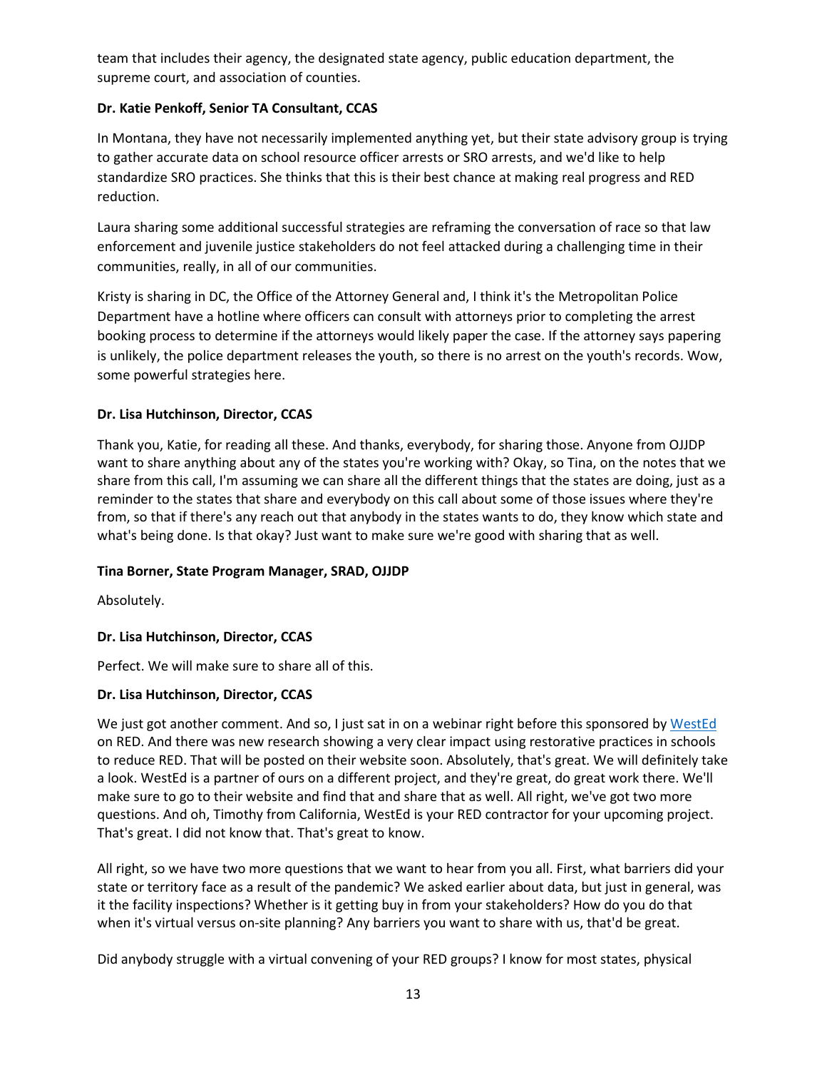team that includes their agency, the designated state agency, public education department, the supreme court, and association of counties.

**Dr. Katie Penkoff, Senior TA Consultant, CCAS**

In Montana, they have not necessarily implemented anything yet, but their state advisory group is trying to gather accurate data on school resource officer arrests or SRO arrests, and we'd like to help standardize SRO practices. She thinks that this is their best chance at making real progress and RED reduction.

Laura sharing some additional successful strategies are reframing the conversation of race so that law enforcement and juvenile justice stakeholders do not feel attacked during a challenging time in their communities, really, in all of our communities.

Kristy is sharing in DC, the Office of the Attorney General and, I think it's the Metropolitan Police Department have a hotline where officers can consult with attorneys prior to completing the arrest booking process to determine if the attorneys would likely paper the case. If the attorney says papering is unlikely, the police department releases the youth, so there is no arrest on the youth's records. Wow, some powerful strategies here.

**Dr. Lisa Hutchinson, Director, CCAS**

Thank you, Katie, for reading all these. And thanks, everybody, for sharing those. Anyone from OJJDP want to share anything about any of the states you're working with? Okay, so Tina, on the notes that we share from this call, I'm assuming we can share all the different things that the states are doing, just as a reminder to the states that share and everybody on this call about some of those issues where they're from, so that if there's any reach out that anybody in the states wants to do, they know which state and what's being done. Is that okay? Just want to make sure we're good with sharing that as well.

**Tina Borner, State Program Manager, SRAD, OJJDP**

Absolutely.

**Dr. Lisa Hutchinson, Director, CCAS**

Perfect. We will make sure to share all of this.

**Dr. Lisa Hutchinson, Director, CCAS**

We just got another comment. And so, I just sat in on a webinar right before this sponsored by WestEd on RED. And there was new research showing a very clear impact using restorative practices in schools to reduce RED. That will be posted on their website soon. Absolutely, that's great. We will definitely take a look. WestEd is a partner of ours on a different project, and they're great, do great work there. We'll make sure to go to their website and find that and share that as well. All right, we've got two more questions. And oh, Timothy from California, WestEd is your RED contractor for your upcoming project. That's great. I did not know that. That's great to know.

All right, so we have two more questions that we want to hear from you all. First, what barriers did your state or territory face as a result of the pandemic? We asked earlier about data, but just in general, was it the facility inspections? Whether is it getting buy in from your stakeholders? How do you do that when it's virtual versus on-site planning? Any barriers you want to share with us, that'd be great.

Did anybody struggle with a virtual convening of your RED groups? I know for most states, physical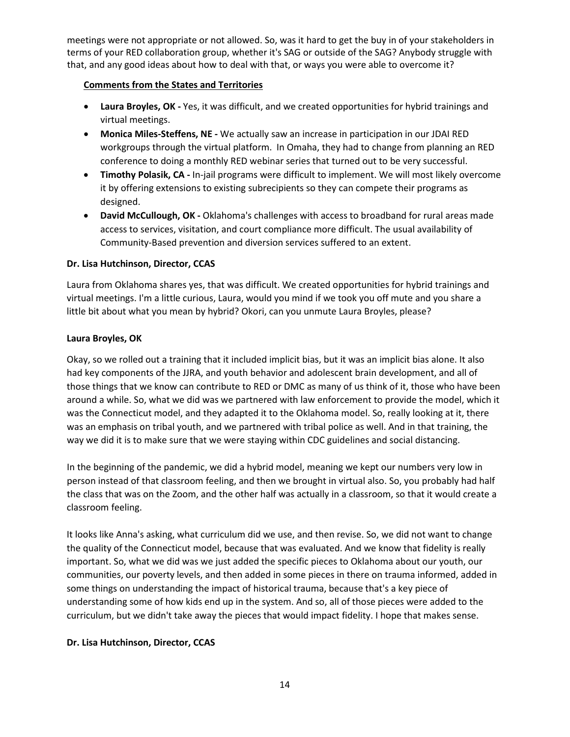meetings were not appropriate or not allowed. So, was it hard to get the buy in of your stakeholders in terms of your RED collaboration group, whether it's SAG or outside of the SAG? Anybody struggle with that, and any good ideas about how to deal with that, or ways you were able to overcome it?

**Comments from the States and Territories**

- **Laura Broyles, OK -** Yes, it was difficult, and we created opportunities for hybrid trainings and virtual meetings.
- **Monica Miles-Steffens, NE -** We actually saw an increase in participation in our JDAI RED workgroups through the virtual platform. In Omaha, they had to change from planning an RED conference to doing a monthly RED webinar series that turned out to be very successful.
- **Timothy Polasik, CA -** In-jail programs were difficult to implement. We will most likely overcome it by offering extensions to existing subrecipients so they can compete their programs as designed.
- **David McCullough, OK -** Oklahoma's challenges with access to broadband for rural areas made access to services, visitation, and court compliance more difficult. The usual availability of Community-Based prevention and diversion services suffered to an extent.

**Dr. Lisa Hutchinson, Director, CCAS**

Laura from Oklahoma shares yes, that was difficult. We created opportunities for hybrid trainings and virtual meetings. I'm a little curious, Laura, would you mind if we took you off mute and you share a little bit about what you mean by hybrid? Okori, can you unmute Laura Broyles, please?

**Laura Broyles, OK**

Okay, so we rolled out a training that it included implicit bias, but it was an implicit bias alone. It also had key components of the JJRA, and youth behavior and adolescent brain development, and all of those things that we know can contribute to RED or DMC as many of us think of it, those who have been around a while. So, what we did was we partnered with law enforcement to provide the model, which it was the Connecticut model, and they adapted it to the Oklahoma model. So, really looking at it, there was an emphasis on tribal youth, and we partnered with tribal police as well. And in that training, the way we did it is to make sure that we were staying within CDC guidelines and social distancing.

In the beginning of the pandemic, we did a hybrid model, meaning we kept our numbers very low in person instead of that classroom feeling, and then we brought in virtual also. So, you probably had half the class that was on the Zoom, and the other half was actually in a classroom, so that it would create a classroom feeling.

It looks like Anna's asking, what curriculum did we use, and then revise. So, we did not want to change the quality of the Connecticut model, because that was evaluated. And we know that fidelity is really important. So, what we did was we just added the specific pieces to Oklahoma about our youth, our communities, our poverty levels, and then added in some pieces in there on trauma informed, added in some things on understanding the impact of historical trauma, because that's a key piece of understanding some of how kids end up in the system. And so, all of those pieces were added to the curriculum, but we didn't take away the pieces that would impact fidelity. I hope that makes sense.

**Dr. Lisa Hutchinson, Director, CCAS**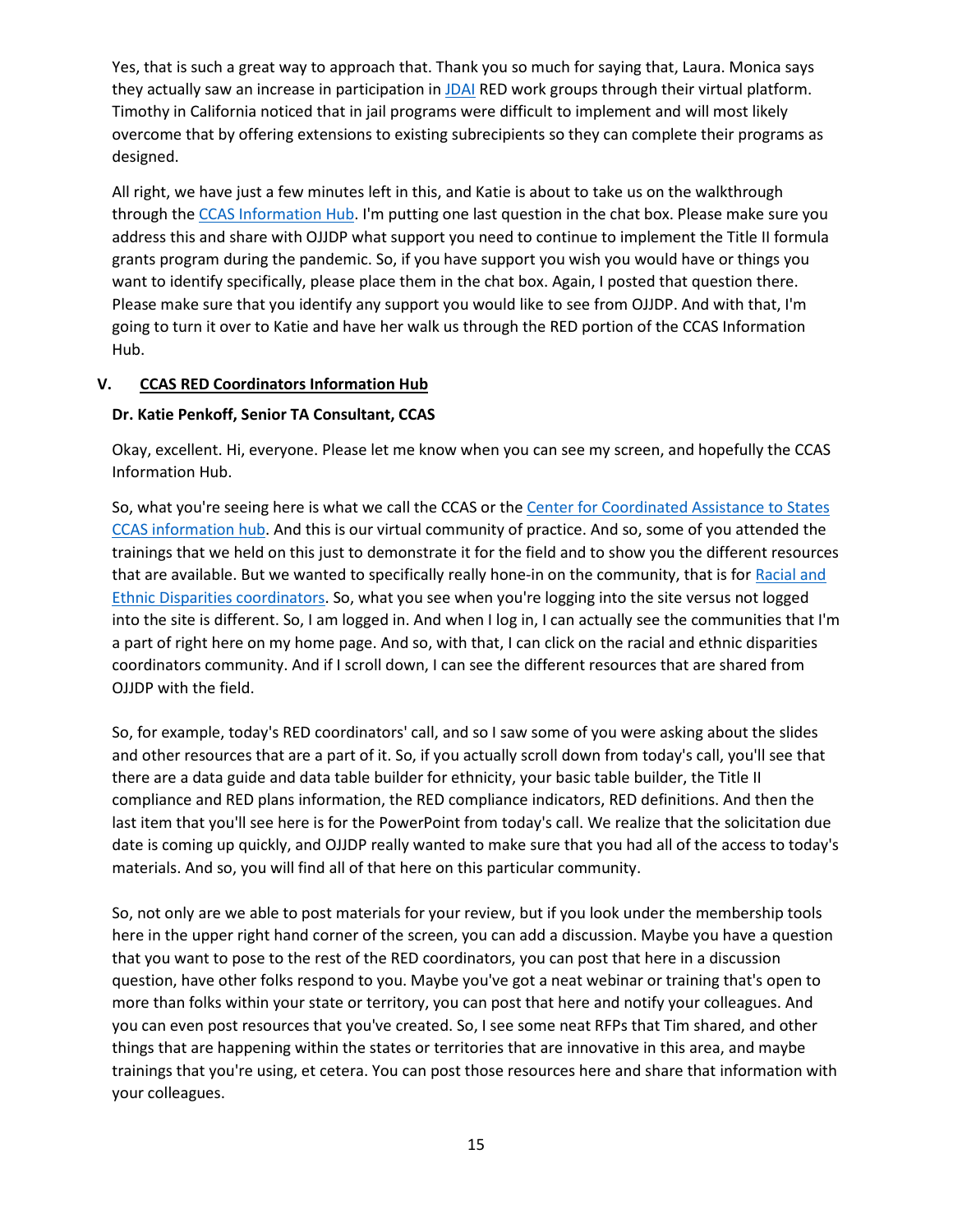Yes, that is such a great way to approach that. Thank you so much for saying that, Laura. Monica says they actually saw an increase in participation in JDAI RED work groups through their virtual platform. Timothy in California noticed that in jail programs were difficult to implement and will most likely overcome that by offering extensions to existing subrecipients so they can complete their programs as designed.

All right, we have just a few minutes left in this, and Katie is about to take us on the walkthrough through the CCAS Information Hub. I'm putting one last question in the chat box. Please make sure you address this and share with OJJDP what support you need to continue to implement the Title II formula grants program during the pandemic. So, if you have support you wish you would have or things you want to identify specifically, please place them in the chat box. Again, I posted that question there. Please make sure that you identify any support you would like to see from OJJDP. And with that, I'm going to turn it over to Katie and have her walk us through the RED portion of the CCAS Information Hub.

## V. CCAS RED Coordinators Information Hub

**Dr. Katie Penkoff, Senior TA Consultant, CCAS**

Okay, excellent. Hi, everyone. Please let me know when you can see my screen, and hopefully the CCAS Information Hub.

So, what you're seeing here is what we call the CCAS or the Center for Coordinated Assistance to States CCAS information hub. And this is our virtual community of practice. And so, some of you attended the trainings that we held on this just to demonstrate it for the field and to show you the different resources that are available. But we wanted to specifically really hone-in on the community, that is for Racial and Ethnic Disparities coordinators. So, what you see when you're logging into the site versus not logged into the site is different. So, I am logged in. And when I log in, I can actually see the communities that I'm a part of right here on my home page. And so, with that, I can click on the racial and ethnic disparities coordinators community. And if I scroll down, I can see the different resources that are shared from OJJDP with the field.

So, for example, today's RED coordinators' call, and so I saw some of you were asking about the slides and other resources that are a part of it. So, if you actually scroll down from today's call, you'll see that there are a data guide and data table builder for ethnicity, your basic table builder, the Title II compliance and RED plans information, the RED compliance indicators, RED definitions. And then the last item that you'll see here is for the PowerPoint from today's call. We realize that the solicitation due date is coming up quickly, and OJJDP really wanted to make sure that you had all of the access to today's materials. And so, you will find all of that here on this particular community.

So, not only are we able to post materials for your review, but if you look under the membership tools here in the upper right hand corner of the screen, you can add a discussion. Maybe you have a question that you want to pose to the rest of the RED coordinators, you can post that here in a discussion question, have other folks respond to you. Maybe you've got a neat webinar or training that's open to more than folks within your state or territory, you can post that here and notify your colleagues. And you can even post resources that you've created. So, I see some neat RFPs that Tim shared, and other things that are happening within the states or territories that are innovative in this area, and maybe trainings that you're using, et cetera. You can post those resources here and share that information with your colleagues.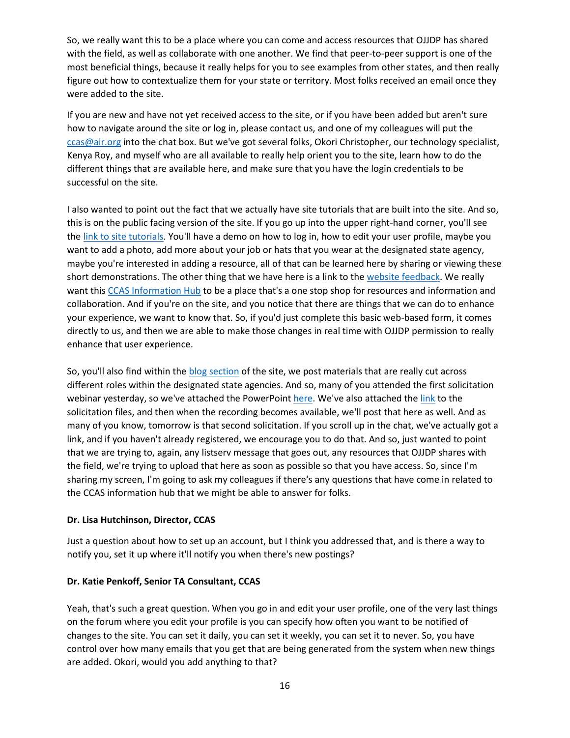So, we really want this to be a place where you can come and access resources that OJJDP has shared with the field, as well as collaborate with one another. We find that peer-to-peer support is one of the most beneficial things, because it really helps for you to see examples from other states, and then really figure out how to contextualize them for your state or territory. Most folks received an email once they were added to the site.

If you are new and have not yet received access to the site, or if you have been added but aren't sure how to navigate around the site or log in, please contact us, and one of my colleagues will put the ccas@air.org into the chat box. But we've got several folks, Okori Christopher, our technology specialist, Kenya Roy, and myself who are all available to really help orient you to the site, learn how to do the different things that are available here, and make sure that you have the login credentials to be successful on the site.

I also wanted to point out the fact that we actually have site tutorials that are built into the site. And so, this is on the public facing version of the site. If you go up into the upper right-hand corner, you'll see the link to site tutorials. You'll have a demo on how to log in, how to edit your user profile, maybe you want to add a photo, add more about your job or hats that you wear at the designated state agency, maybe you're interested in adding a resource, all of that can be learned here by sharing or viewing these short demonstrations. The other thing that we have here is a link to the website feedback. We really want this CCAS Information Hub to be a place that's a one stop shop for resources and information and collaboration. And if you're on the site, and you notice that there are things that we can do to enhance your experience, we want to know that. So, if you'd just complete this basic web-based form, it comes directly to us, and then we are able to make those changes in real time with OJJDP permission to really enhance that user experience.

So, you'll also find within the blog section of the site, we post materials that are really cut across different roles within the designated state agencies. And so, many of you attended the first solicitation webinar yesterday, so we've attached the PowerPoint here. We've also attached the link to the solicitation files, and then when the recording becomes available, we'll post that here as well. And as many of you know, tomorrow is that second solicitation. If you scroll up in the chat, we've actually got a link, and if you haven't already registered, we encourage you to do that. And so, just wanted to point that we are trying to, again, any listserv message that goes out, any resources that OJJDP shares with the field, we're trying to upload that here as soon as possible so that you have access. So, since I'm sharing my screen, I'm going to ask my colleagues if there's any questions that have come in related to the CCAS information hub that we might be able to answer for folks.

**Dr. Lisa Hutchinson, Director, CCAS**

Just a question about how to set up an account, but I think you addressed that, and is there a way to notify you, set it up where it'll notify you when there's new postings?

**Dr. Katie Penkoff, Senior TA Consultant, CCAS**

Yeah, that's such a great question. When you go in and edit your user profile, one of the very last things on the forum where you edit your profile is you can specify how often you want to be notified of changes to the site. You can set it daily, you can set it weekly, you can set it to never. So, you have control over how many emails that you get that are being generated from the system when new things are added. Okori, would you add anything to that?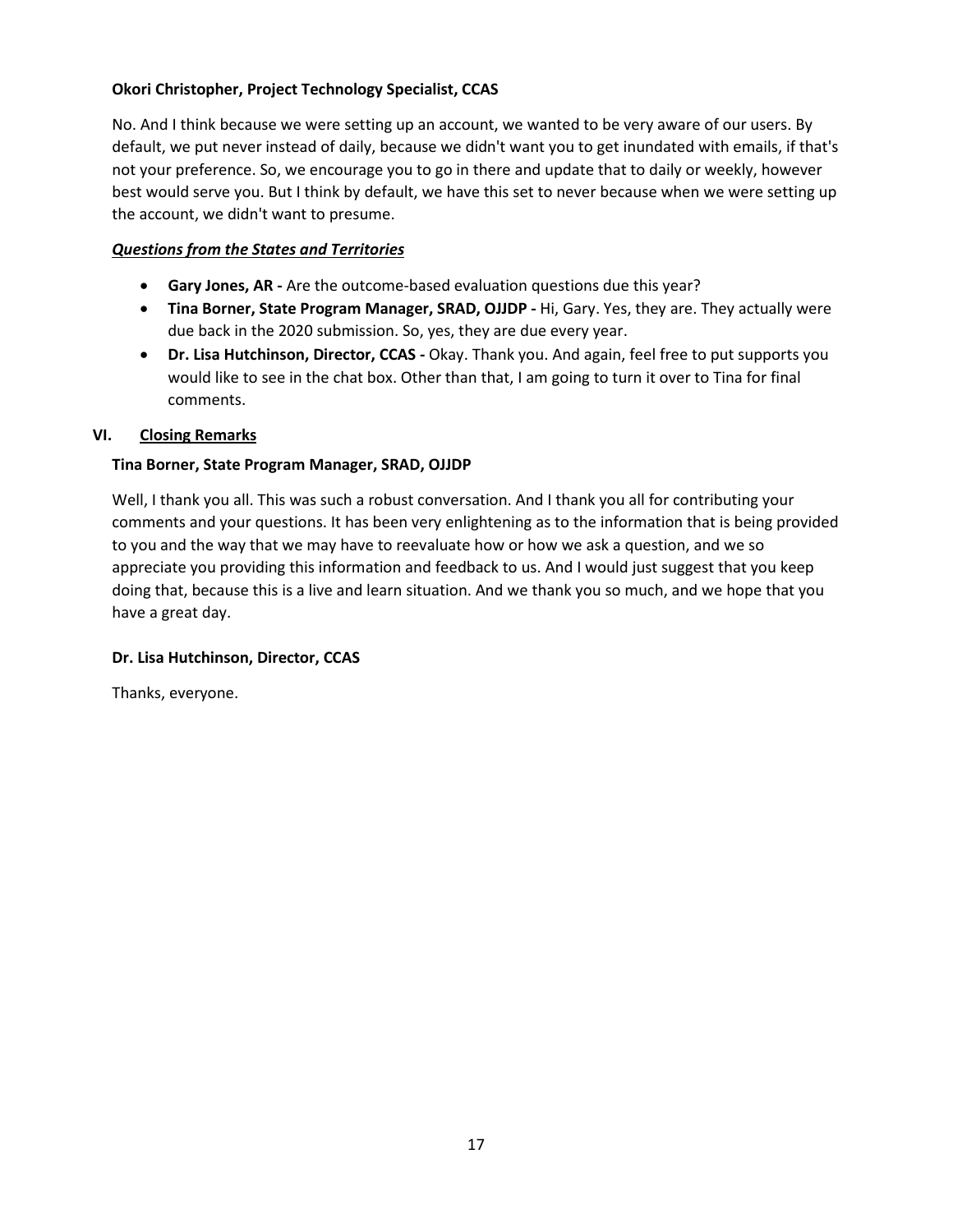**Okori Christopher, Project Technology Specialist, CCAS**

No. And I think because we were setting up an account, we wanted to be very aware of our users. By default, we put never instead of daily, because we didn't want you to get inundated with emails, if that's not your preference. So, we encourage you to go in there and update that to daily or weekly, however best would serve you. But I think by default, we have this set to never because when we were setting up the account, we didn't want to presume.

***Questions from the States and Territories***

- **Gary Jones, AR -** Are the outcome-based evaluation questions due this year?
- **Tina Borner, State Program Manager, SRAD, OJJDP -** Hi, Gary. Yes, they are. They actually were due back in the 2020 submission. So, yes, they are due every year.
- **Dr. Lisa Hutchinson, Director, CCAS -** Okay. Thank you. And again, feel free to put supports you would like to see in the chat box. Other than that, I am going to turn it over to Tina for final comments.

## VI. Closing Remarks

**Tina Borner, State Program Manager, SRAD, OJJDP**

Well, I thank you all. This was such a robust conversation. And I thank you all for contributing your comments and your questions. It has been very enlightening as to the information that is being provided to you and the way that we may have to reevaluate how or how we ask a question, and we so appreciate you providing this information and feedback to us. And I would just suggest that you keep doing that, because this is a live and learn situation. And we thank you so much, and we hope that you have a great day.

**Dr. Lisa Hutchinson, Director, CCAS**

Thanks, everyone.